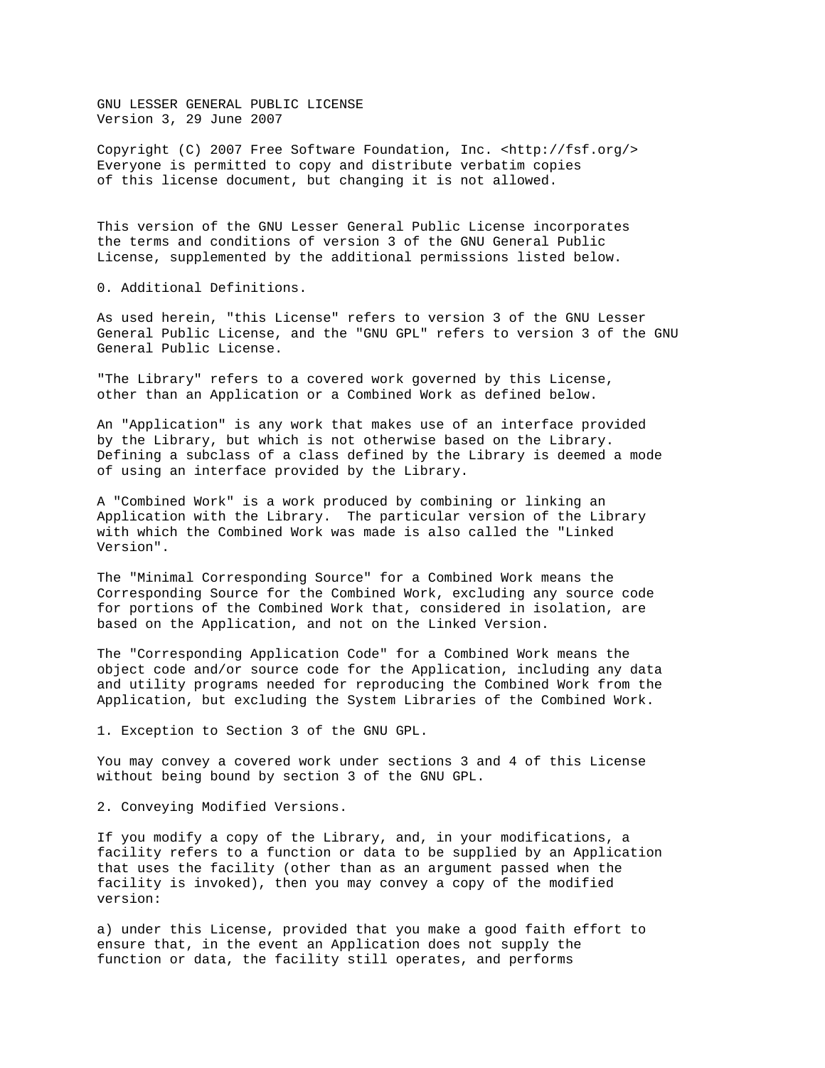# GNU LESSER GENERAL PUBLIC LICENSE

Version 3, 29 June 2007

Copyright (C) 2007 Free Software Foundation, Inc. <http://fsf.org/>
Everyone is permitted to copy and distribute verbatim copies
of this license document, but changing it is not allowed.

This version of the GNU Lesser General Public License incorporates the terms and conditions of version 3 of the GNU General Public License, supplemented by the additional permissions listed below.

## 0. Additional Definitions.

As used herein, "this License" refers to version 3 of the GNU Lesser General Public License, and the "GNU GPL" refers to version 3 of the GNU General Public License.

"The Library" refers to a covered work governed by this License, other than an Application or a Combined Work as defined below.

An "Application" is any work that makes use of an interface provided by the Library, but which is not otherwise based on the Library. Defining a subclass of a class defined by the Library is deemed a mode of using an interface provided by the Library.

A "Combined Work" is a work produced by combining or linking an Application with the Library. The particular version of the Library with which the Combined Work was made is also called the "Linked Version".

The "Minimal Corresponding Source" for a Combined Work means the Corresponding Source for the Combined Work, excluding any source code for portions of the Combined Work that, considered in isolation, are based on the Application, and not on the Linked Version.

The "Corresponding Application Code" for a Combined Work means the object code and/or source code for the Application, including any data and utility programs needed for reproducing the Combined Work from the Application, but excluding the System Libraries of the Combined Work.

## 1. Exception to Section 3 of the GNU GPL.

You may convey a covered work under sections 3 and 4 of this License without being bound by section 3 of the GNU GPL.

## 2. Conveying Modified Versions.

If you modify a copy of the Library, and, in your modifications, a facility refers to a function or data to be supplied by an Application that uses the facility (other than as an argument passed when the facility is invoked), then you may convey a copy of the modified version:

a) under this License, provided that you make a good faith effort to ensure that, in the event an Application does not supply the function or data, the facility still operates, and performs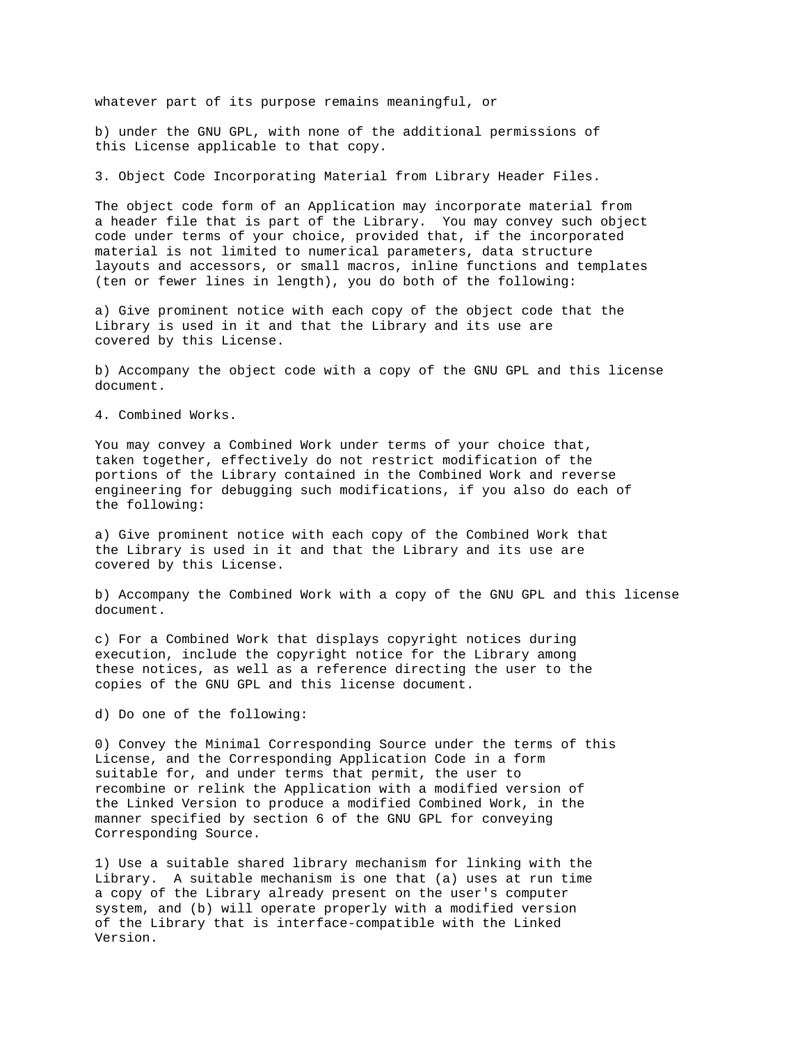whatever part of its purpose remains meaningful, or

b) under the GNU GPL, with none of the additional permissions of this License applicable to that copy.

3. Object Code Incorporating Material from Library Header Files.

The object code form of an Application may incorporate material from a header file that is part of the Library. You may convey such object code under terms of your choice, provided that, if the incorporated material is not limited to numerical parameters, data structure layouts and accessors, or small macros, inline functions and templates (ten or fewer lines in length), you do both of the following:

a) Give prominent notice with each copy of the object code that the Library is used in it and that the Library and its use are covered by this License.

b) Accompany the object code with a copy of the GNU GPL and this license document.

4. Combined Works.

You may convey a Combined Work under terms of your choice that, taken together, effectively do not restrict modification of the portions of the Library contained in the Combined Work and reverse engineering for debugging such modifications, if you also do each of the following:

a) Give prominent notice with each copy of the Combined Work that the Library is used in it and that the Library and its use are covered by this License.

b) Accompany the Combined Work with a copy of the GNU GPL and this license document.

c) For a Combined Work that displays copyright notices during execution, include the copyright notice for the Library among these notices, as well as a reference directing the user to the copies of the GNU GPL and this license document.

d) Do one of the following:

0) Convey the Minimal Corresponding Source under the terms of this License, and the Corresponding Application Code in a form suitable for, and under terms that permit, the user to recombine or relink the Application with a modified version of the Linked Version to produce a modified Combined Work, in the manner specified by section 6 of the GNU GPL for conveying Corresponding Source.

1) Use a suitable shared library mechanism for linking with the Library. A suitable mechanism is one that (a) uses at run time a copy of the Library already present on the user's computer system, and (b) will operate properly with a modified version of the Library that is interface-compatible with the Linked Version.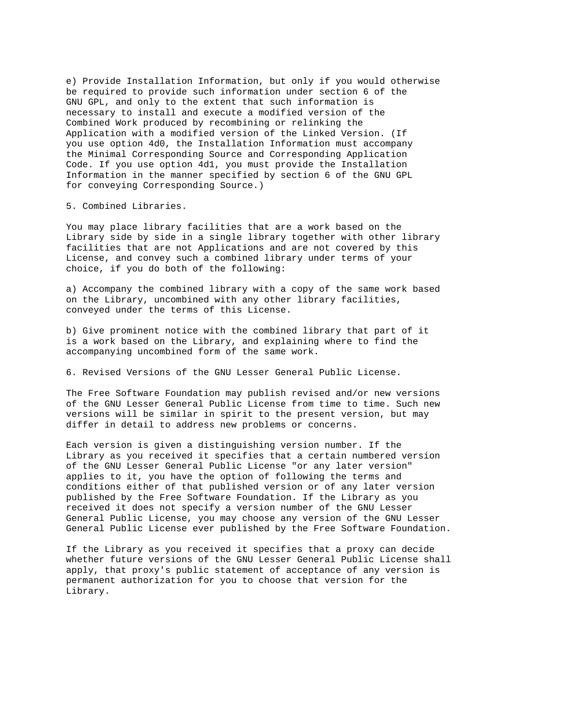e) Provide Installation Information, but only if you would otherwise be required to provide such information under section 6 of the GNU GPL, and only to the extent that such information is necessary to install and execute a modified version of the Combined Work produced by recombining or relinking the Application with a modified version of the Linked Version. (If you use option 4d0, the Installation Information must accompany the Minimal Corresponding Source and Corresponding Application Code. If you use option 4d1, you must provide the Installation Information in the manner specified by section 6 of the GNU GPL for conveying Corresponding Source.)

5. Combined Libraries.

You may place library facilities that are a work based on the Library side by side in a single library together with other library facilities that are not Applications and are not covered by this License, and convey such a combined library under terms of your choice, if you do both of the following:

a) Accompany the combined library with a copy of the same work based on the Library, uncombined with any other library facilities, conveyed under the terms of this License.

b) Give prominent notice with the combined library that part of it is a work based on the Library, and explaining where to find the accompanying uncombined form of the same work.

6. Revised Versions of the GNU Lesser General Public License.

The Free Software Foundation may publish revised and/or new versions of the GNU Lesser General Public License from time to time. Such new versions will be similar in spirit to the present version, but may differ in detail to address new problems or concerns.

Each version is given a distinguishing version number. If the Library as you received it specifies that a certain numbered version of the GNU Lesser General Public License "or any later version" applies to it, you have the option of following the terms and conditions either of that published version or of any later version published by the Free Software Foundation. If the Library as you received it does not specify a version number of the GNU Lesser General Public License, you may choose any version of the GNU Lesser General Public License ever published by the Free Software Foundation.

If the Library as you received it specifies that a proxy can decide whether future versions of the GNU Lesser General Public License shall apply, that proxy's public statement of acceptance of any version is permanent authorization for you to choose that version for the Library.